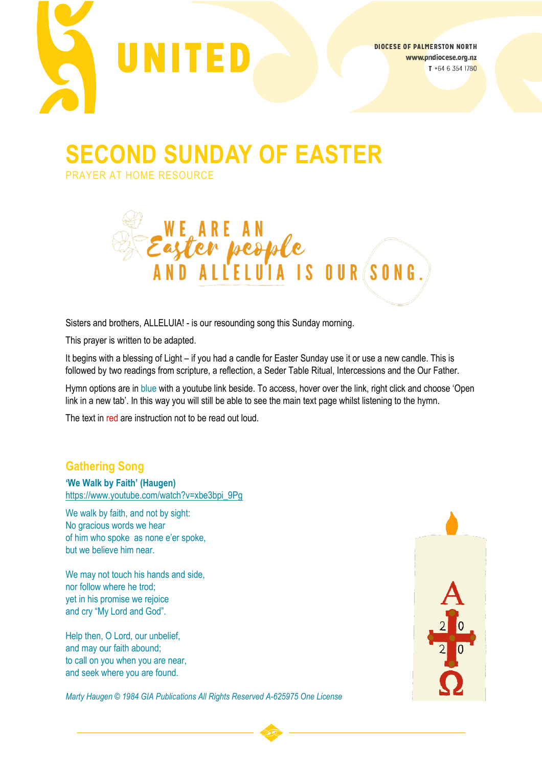UNITED

DIOCESE OF PALMERSTON NORTH
www.pndiocese.org.nz
T +64 6 354 1780

# SECOND SUNDAY OF EASTER

PRAYER AT HOME RESOURCE

WE ARE AN *Easter people* AND ALLELUIA IS OUR SONG.

Sisters and brothers, ALLELUIA! - is our resounding song this Sunday morning.

This prayer is written to be adapted.

It begins with a blessing of Light – if you had a candle for Easter Sunday use it or use a new candle. This is followed by two readings from scripture, a reflection, a Seder Table Ritual, Intercessions and the Our Father.

Hymn options are in blue with a youtube link beside. To access, hover over the link, right click and choose 'Open link in a new tab'. In this way you will still be able to see the main text page whilst listening to the hymn.

The text in red are instruction not to be read out loud.

## Gathering Song

**'We Walk by Faith' (Haugen)**
https://www.youtube.com/watch?v=xbe3bpi_9Pg

We walk by faith, and not by sight:
No gracious words we hear
of him who spoke as none e'er spoke,
but we believe him near.

We may not touch his hands and side,
nor follow where he trod;
yet in his promise we rejoice
and cry "My Lord and God".

Help then, O Lord, our unbelief,
and may our faith abound;
to call on you when you are near,
and seek where you are found.

*Marty Haugen © 1984 GIA Publications All Rights Reserved A-625975 One License*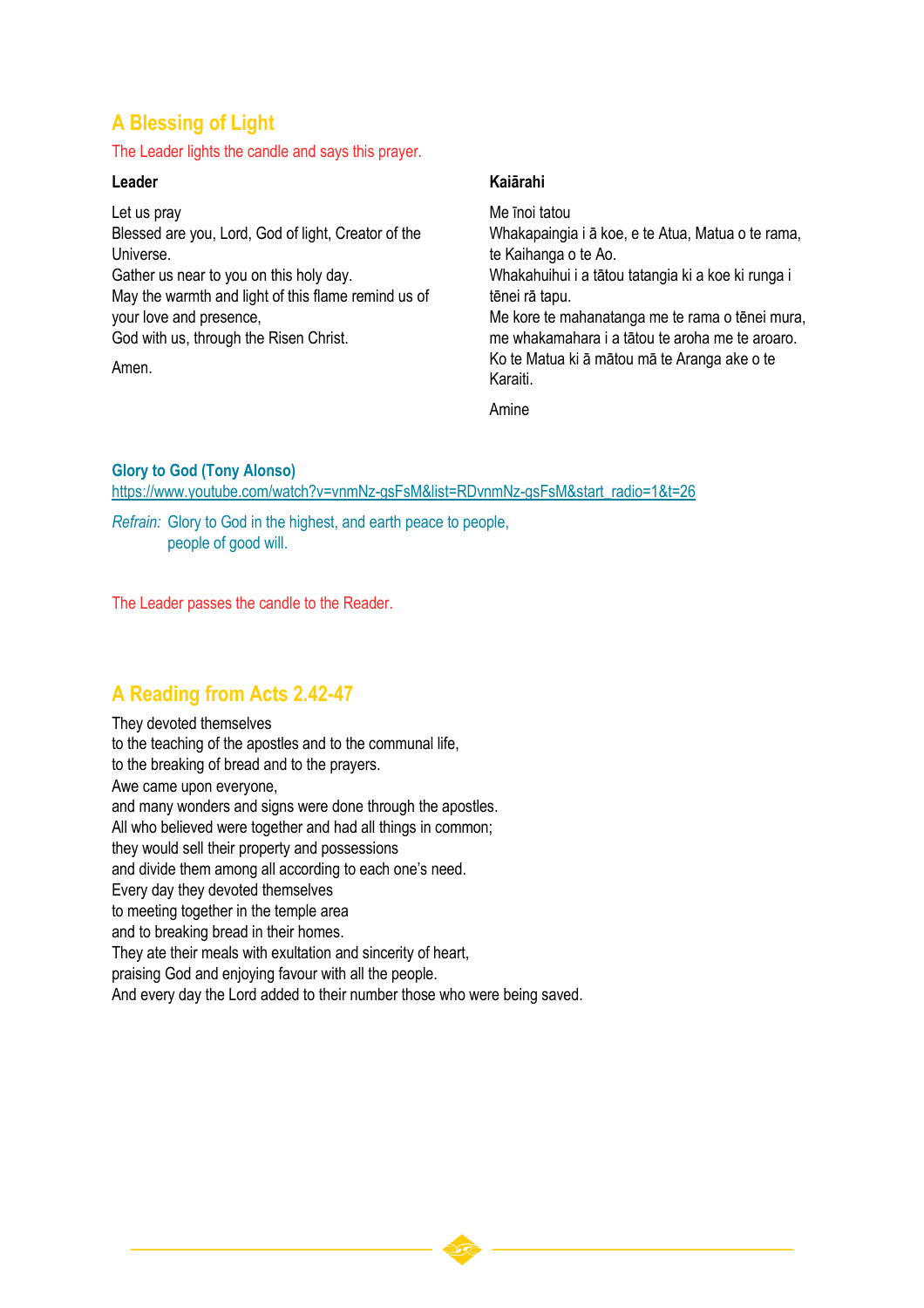## A Blessing of Light

The Leader lights the candle and says this prayer.

**Leader**

Let us pray
Blessed are you, Lord, God of light, Creator of the Universe.
Gather us near to you on this holy day.
May the warmth and light of this flame remind us of your love and presence,
God with us, through the Risen Christ.

Amen.

**Kaiārahi**

Me īnoi tatou
Whakapaingia i ā koe, e te Atua, Matua o te rama, te Kaihanga o te Ao.
Whakahuihui i a tātou tatangia ki a koe ki runga i tēnei rā tapu.
Me kore te mahanatanga me te rama o tēnei mura, me whakamahara i a tātou te aroha me te aroaro.
Ko te Matua ki ā mātou mā te Aranga ake o te Karaiti.

Amine

**Glory to God (Tony Alonso)**
https://www.youtube.com/watch?v=vnmNz-gsFsM&list=RDvnmNz-gsFsM&start_radio=1&t=26

*Refrain:* Glory to God in the highest, and earth peace to people,
people of good will.

The Leader passes the candle to the Reader.

## A Reading from Acts 2.42-47

They devoted themselves
to the teaching of the apostles and to the communal life,
to the breaking of bread and to the prayers.
Awe came upon everyone,
and many wonders and signs were done through the apostles.
All who believed were together and had all things in common;
they would sell their property and possessions
and divide them among all according to each one's need.
Every day they devoted themselves
to meeting together in the temple area
and to breaking bread in their homes.
They ate their meals with exultation and sincerity of heart,
praising God and enjoying favour with all the people.
And every day the Lord added to their number those who were being saved.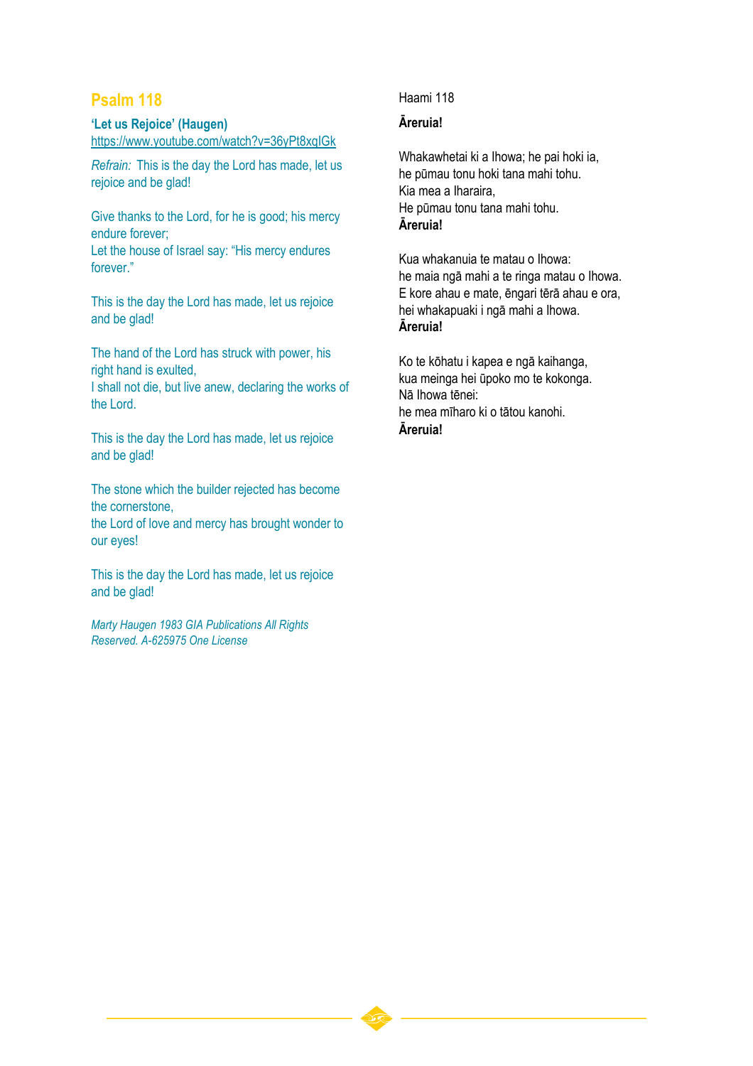## Psalm 118

**'Let us Rejoice' (Haugen)**
https://www.youtube.com/watch?v=36yPt8xqIGk

*Refrain:* This is the day the Lord has made, let us rejoice and be glad!

Give thanks to the Lord, for he is good; his mercy endure forever;
Let the house of Israel say: "His mercy endures forever."

This is the day the Lord has made, let us rejoice and be glad!

The hand of the Lord has struck with power, his right hand is exulted,
I shall not die, but live anew, declaring the works of the Lord.

This is the day the Lord has made, let us rejoice and be glad!

The stone which the builder rejected has become the cornerstone,
the Lord of love and mercy has brought wonder to our eyes!

This is the day the Lord has made, let us rejoice and be glad!

*Marty Haugen 1983 GIA Publications All Rights Reserved. A-625975 One License*

Haami 118

**Āreruia!**

Whakawhetai ki a Ihowa; he pai hoki ia,
he pūmau tonu hoki tana mahi tohu.
Kia mea a Iharaira,
He pūmau tonu tana mahi tohu.
**Āreruia!**

Kua whakanuia te matau o Ihowa:
he maia ngā mahi a te ringa matau o Ihowa.
E kore ahau e mate, ēngari tērā ahau e ora,
hei whakapuaki i ngā mahi a Ihowa.
**Āreruia!**

Ko te kōhatu i kapea e ngā kaihanga,
kua meinga hei ūpoko mo te kokonga.
Nā Ihowa tēnei:
he mea mīharo ki o tātou kanohi.
**Āreruia!**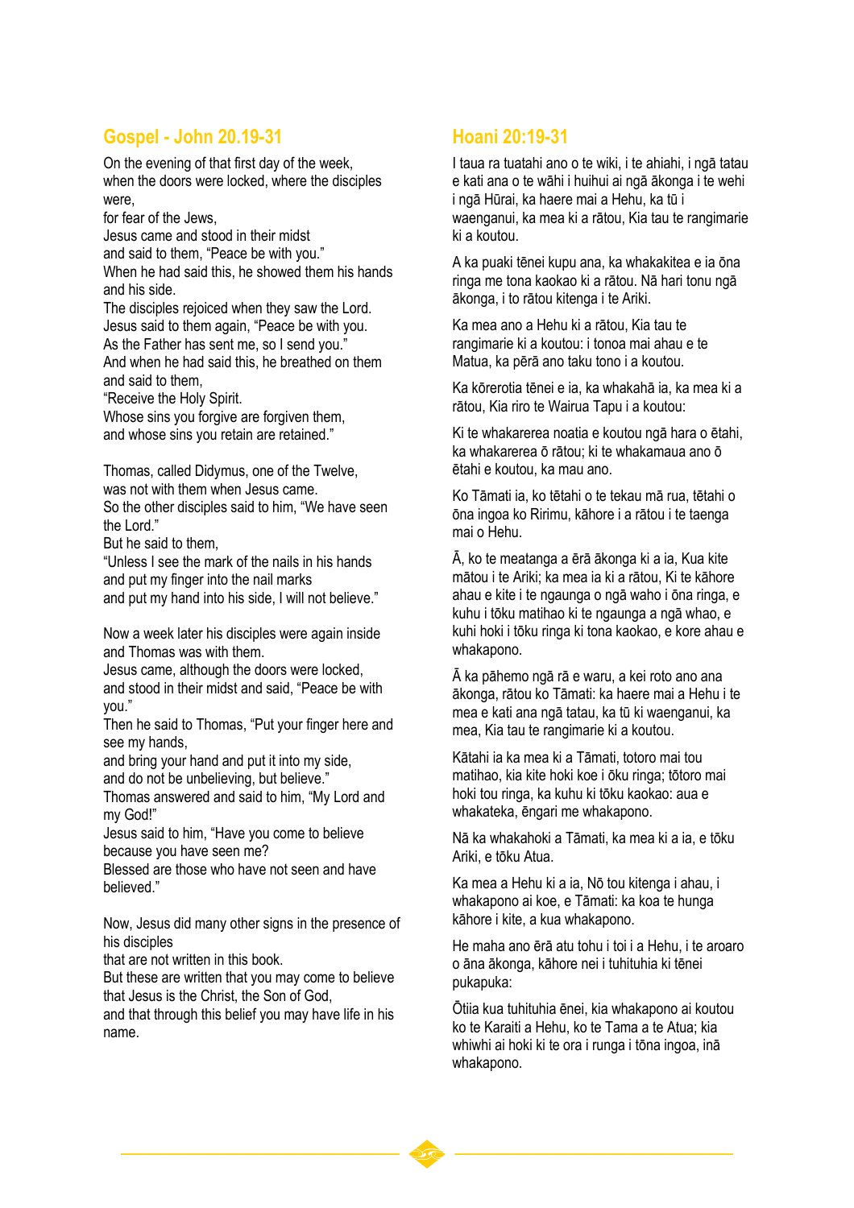## Gospel - John 20.19-31

On the evening of that first day of the week,
when the doors were locked, where the disciples were,
for fear of the Jews,
Jesus came and stood in their midst
and said to them, "Peace be with you."
When he had said this, he showed them his hands and his side.
The disciples rejoiced when they saw the Lord.
Jesus said to them again, "Peace be with you.
As the Father has sent me, so I send you."
And when he had said this, he breathed on them and said to them,
"Receive the Holy Spirit.
Whose sins you forgive are forgiven them,
and whose sins you retain are retained."

Thomas, called Didymus, one of the Twelve,
was not with them when Jesus came.
So the other disciples said to him, "We have seen the Lord."
But he said to them,
"Unless I see the mark of the nails in his hands
and put my finger into the nail marks
and put my hand into his side, I will not believe."

Now a week later his disciples were again inside
and Thomas was with them.
Jesus came, although the doors were locked,
and stood in their midst and said, "Peace be with you."
Then he said to Thomas, "Put your finger here and see my hands,
and bring your hand and put it into my side,
and do not be unbelieving, but believe."
Thomas answered and said to him, "My Lord and my God!"
Jesus said to him, "Have you come to believe because you have seen me?
Blessed are those who have not seen and have believed."

Now, Jesus did many other signs in the presence of his disciples
that are not written in this book.
But these are written that you may come to believe
that Jesus is the Christ, the Son of God,
and that through this belief you may have life in his name.

## Hoani 20:19-31

I taua ra tuatahi ano o te wiki, i te ahiahi, i ngā tatau e kati ana o te wāhi i huihui ai ngā ākonga i te wehi i ngā Hūrai, ka haere mai a Hehu, ka tū i waenganui, ka mea ki a rātou, Kia tau te rangimarie ki a koutou.

A ka puaki tēnei kupu ana, ka whakakitea e ia ōna ringa me tona kaokao ki a rātou. Nā hari tonu ngā ākonga, i to rātou kitenga i te Ariki.

Ka mea ano a Hehu ki a rātou, Kia tau te rangimarie ki a koutou: i tonoa mai ahau e te Matua, ka pērā ano taku tono i a koutou.

Ka kōrerotia tēnei e ia, ka whakahā ia, ka mea ki a rātou, Kia riro te Wairua Tapu i a koutou:

Ki te whakarerea noatia e koutou ngā hara o ētahi, ka whakarerea ō rātou; ki te whakamaua ano ō ētahi e koutou, ka mau ano.

Ko Tāmati ia, ko tētahi o te tekau mā rua, tētahi o ōna ingoa ko Ririmu, kāhore i a rātou i te taenga mai o Hehu.

Ā, ko te meatanga a ērā ākonga ki a ia, Kua kite mātou i te Ariki; ka mea ia ki a rātou, Ki te kāhore ahau e kite i te ngaunga o ngā waho i ōna ringa, e kuhu i tōku matihao ki te ngaunga a ngā whao, e kuhi hoki i tōku ringa ki tona kaokao, e kore ahau e whakapono.

Ā ka pāhemo ngā rā e waru, a kei roto ano ana ākonga, rātou ko Tāmati: ka haere mai a Hehu i te mea e kati ana ngā tatau, ka tū ki waenganui, ka mea, Kia tau te rangimarie ki a koutou.

Kātahi ia ka mea ki a Tāmati, totoro mai tou matihao, kia kite hoki koe i ōku ringa; tōtoro mai hoki tou ringa, ka kuhu ki tōku kaokao: aua e whakateka, ēngari me whakapono.

Nā ka whakahoki a Tāmati, ka mea ki a ia, e tōku Ariki, e tōku Atua.

Ka mea a Hehu ki a ia, Nō tou kitenga i ahau, i whakapono ai koe, e Tāmati: ka koa te hunga kāhore i kite, a kua whakapono.

He maha ano ērā atu tohu i toi i a Hehu, i te aroaro o āna ākonga, kāhore nei i tuhituhia ki tēnei pukapuka:

Ōtiia kua tuhituhia ēnei, kia whakapono ai koutou ko te Karaiti a Hehu, ko te Tama a te Atua; kia whiwhi ai hoki ki te ora i runga i tōna ingoa, inā whakapono.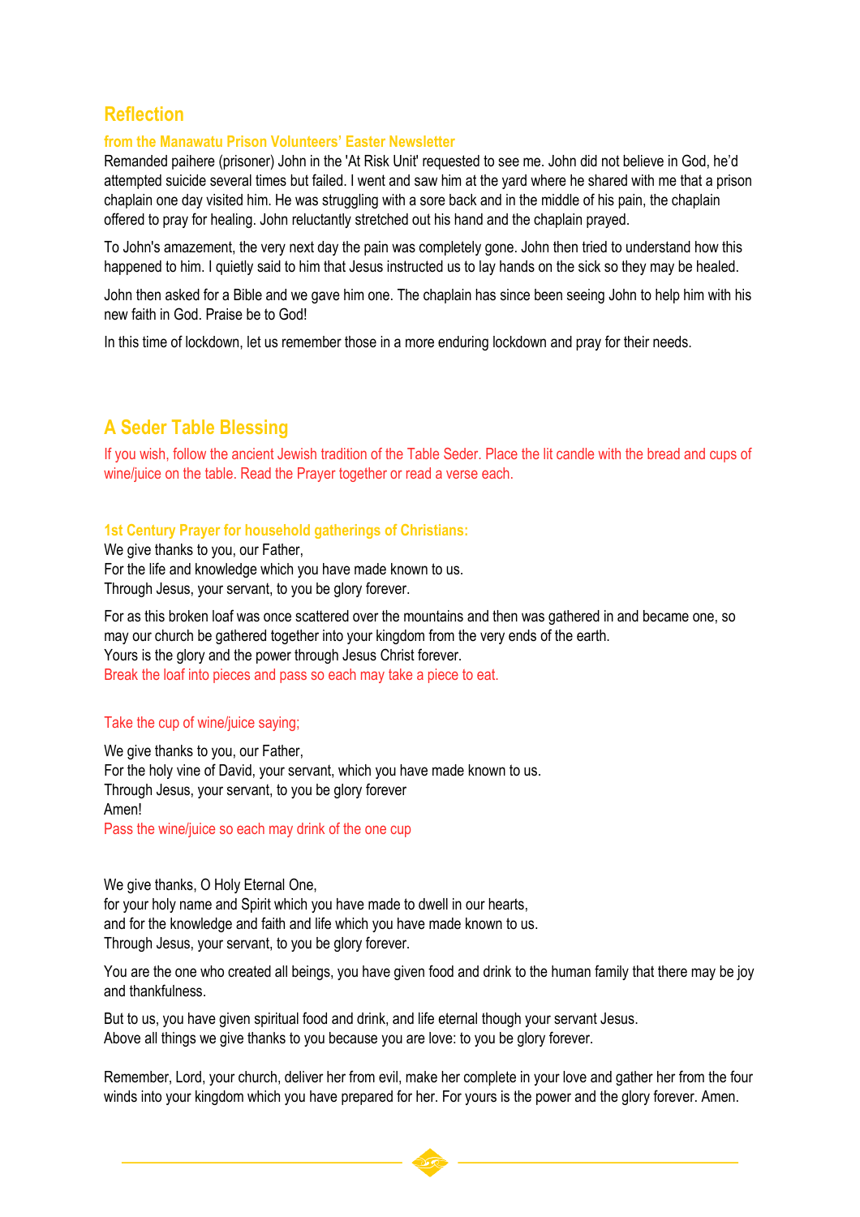## Reflection

### from the Manawatu Prison Volunteers' Easter Newsletter

Remanded paihere (prisoner) John in the 'At Risk Unit' requested to see me. John did not believe in God, he'd attempted suicide several times but failed. I went and saw him at the yard where he shared with me that a prison chaplain one day visited him. He was struggling with a sore back and in the middle of his pain, the chaplain offered to pray for healing. John reluctantly stretched out his hand and the chaplain prayed.

To John's amazement, the very next day the pain was completely gone. John then tried to understand how this happened to him. I quietly said to him that Jesus instructed us to lay hands on the sick so they may be healed.

John then asked for a Bible and we gave him one. The chaplain has since been seeing John to help him with his new faith in God. Praise be to God!

In this time of lockdown, let us remember those in a more enduring lockdown and pray for their needs.

## A Seder Table Blessing

If you wish, follow the ancient Jewish tradition of the Table Seder. Place the lit candle with the bread and cups of wine/juice on the table. Read the Prayer together or read a verse each.

### 1st Century Prayer for household gatherings of Christians:

We give thanks to you, our Father,  
For the life and knowledge which you have made known to us.  
Through Jesus, your servant, to you be glory forever.

For as this broken loaf was once scattered over the mountains and then was gathered in and became one, so may our church be gathered together into your kingdom from the very ends of the earth.  
Yours is the glory and the power through Jesus Christ forever.  
Break the loaf into pieces and pass so each may take a piece to eat.

Take the cup of wine/juice saying;

We give thanks to you, our Father,  
For the holy vine of David, your servant, which you have made known to us.  
Through Jesus, your servant, to you be glory forever  
Amen!  
Pass the wine/juice so each may drink of the one cup

We give thanks, O Holy Eternal One,  
for your holy name and Spirit which you have made to dwell in our hearts,  
and for the knowledge and faith and life which you have made known to us.  
Through Jesus, your servant, to you be glory forever.

You are the one who created all beings, you have given food and drink to the human family that there may be joy and thankfulness.

But to us, you have given spiritual food and drink, and life eternal though your servant Jesus.  
Above all things we give thanks to you because you are love: to you be glory forever.

Remember, Lord, your church, deliver her from evil, make her complete in your love and gather her from the four winds into your kingdom which you have prepared for her. For yours is the power and the glory forever. Amen.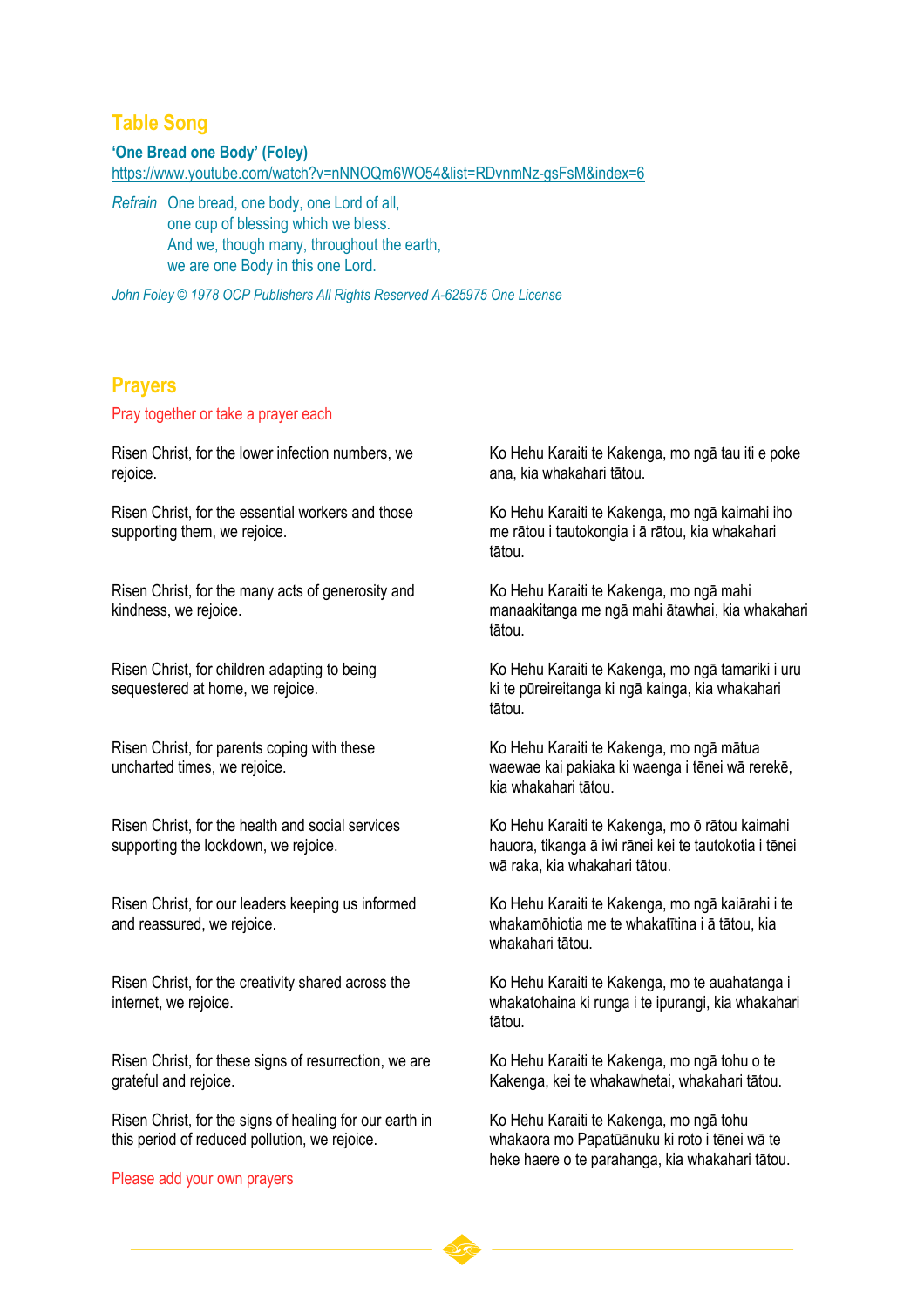## Table Song

**'One Bread one Body' (Foley)**
https://www.youtube.com/watch?v=nNNOQm6WO54&list=RDvnmNz-gsFsM&index=6

*Refrain* One bread, one body, one Lord of all,
one cup of blessing which we bless.
And we, though many, throughout the earth,
we are one Body in this one Lord.

*John Foley © 1978 OCP Publishers All Rights Reserved A-625975 One License*

## Prayers

Pray together or take a prayer each

Risen Christ, for the lower infection numbers, we rejoice.

Ko Hehu Karaiti te Kakenga, mo ngā tau iti e poke ana, kia whakahari tātou.

Risen Christ, for the essential workers and those supporting them, we rejoice.

Ko Hehu Karaiti te Kakenga, mo ngā kaimahi iho me rātou i tautokongia i ā rātou, kia whakahari tātou.

Risen Christ, for the many acts of generosity and kindness, we rejoice.

Ko Hehu Karaiti te Kakenga, mo ngā mahi manaakitanga me ngā mahi ātawhai, kia whakahari tātou.

Risen Christ, for children adapting to being sequestered at home, we rejoice.

Ko Hehu Karaiti te Kakenga, mo ngā tamariki i uru ki te pūreireitanga ki ngā kainga, kia whakahari tātou.

Risen Christ, for parents coping with these uncharted times, we rejoice.

Ko Hehu Karaiti te Kakenga, mo ngā mātua waewae kai pakiaka ki waenga i tēnei wā rerekē, kia whakahari tātou.

Risen Christ, for the health and social services supporting the lockdown, we rejoice.

Ko Hehu Karaiti te Kakenga, mo ō rātou kaimahi hauora, tikanga ā iwi rānei kei te tautokotia i tēnei wā raka, kia whakahari tātou.

Risen Christ, for our leaders keeping us informed and reassured, we rejoice.

Ko Hehu Karaiti te Kakenga, mo ngā kaiārahi i te whakamōhiotia me te whakatītina i ā tātou, kia whakahari tātou.

Risen Christ, for the creativity shared across the internet, we rejoice.

Ko Hehu Karaiti te Kakenga, mo te auahatanga i whakatohaina ki runga i te ipurangi, kia whakahari tātou.

Risen Christ, for these signs of resurrection, we are grateful and rejoice.

Ko Hehu Karaiti te Kakenga, mo ngā tohu o te Kakenga, kei te whakawhetai, whakahari tātou.

Risen Christ, for the signs of healing for our earth in this period of reduced pollution, we rejoice.

Ko Hehu Karaiti te Kakenga, mo ngā tohu whakaora mo Papatūānuku ki roto i tēnei wā te heke haere o te parahanga, kia whakahari tātou.

Please add your own prayers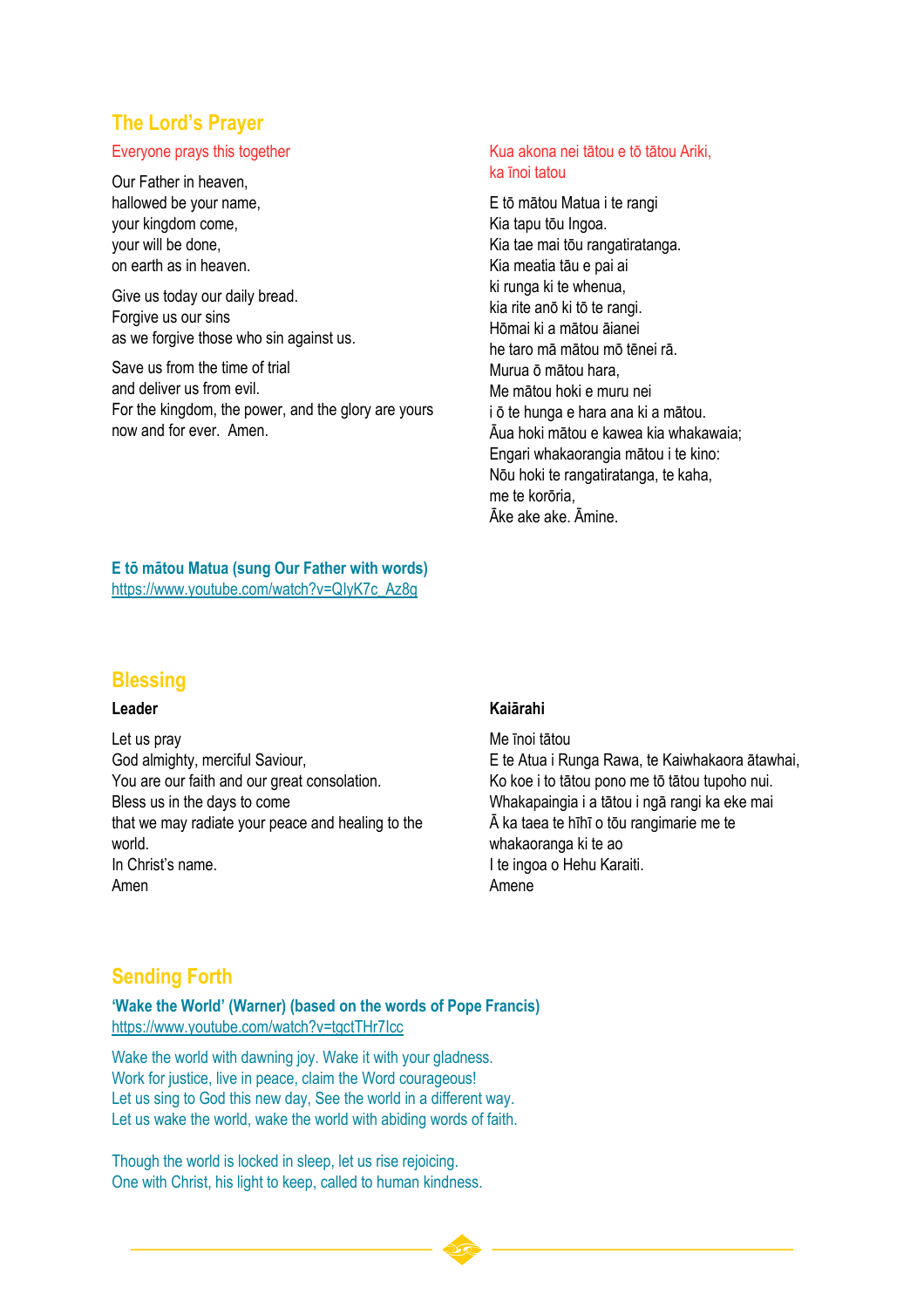## The Lord's Prayer

Everyone prays this together

Our Father in heaven,
hallowed be your name,
your kingdom come,
your will be done,
on earth as in heaven.

Give us today our daily bread.
Forgive us our sins
as we forgive those who sin against us.

Save us from the time of trial
and deliver us from evil.
For the kingdom, the power, and the glory are yours
now and for ever. Amen.

Kua akona nei tātou e tō tātou Ariki,
ka īnoi tatou

E tō mātou Matua i te rangi
Kia tapu tōu Ingoa.
Kia tae mai tōu rangatiratanga.
Kia meatia tāu e pai ai
ki runga ki te whenua,
kia rite anō ki tō te rangi.
Hōmai ki a mātou āianei
he taro mā mātou mō tēnei rā.
Murua ō mātou hara,
Me mātou hoki e muru nei
i ō te hunga e hara ana ki a mātou.
Āua hoki mātou e kawea kia whakawaia;
Engari whakaorangia mātou i te kino:
Nōu hoki te rangatiratanga, te kaha,
me te korōria,
Āke ake ake. Āmine.

**E tō mātou Matua (sung Our Father with words)**
https://www.youtube.com/watch?v=QIyK7c_Az8g

## Blessing

**Leader**

Let us pray
God almighty, merciful Saviour,
You are our faith and our great consolation.
Bless us in the days to come
that we may radiate your peace and healing to the world.
In Christ's name.
Amen

**Kaiārahi**

Me īnoi tātou
E te Atua i Runga Rawa, te Kaiwhakaora ātawhai,
Ko koe i to tātou pono me tō tātou tupoho nui.
Whakapaingia i a tātou i ngā rangi ka eke mai
Ā ka taea te hīhī o tōu rangimarie me te whakaoranga ki te ao
I te ingoa o Hehu Karaiti.
Amene

## Sending Forth

**'Wake the World' (Warner) (based on the words of Pope Francis)**
https://www.youtube.com/watch?v=tgctTHr7Icc

Wake the world with dawning joy. Wake it with your gladness.
Work for justice, live in peace, claim the Word courageous!
Let us sing to God this new day, See the world in a different way.
Let us wake the world, wake the world with abiding words of faith.

Though the world is locked in sleep, let us rise rejoicing.
One with Christ, his light to keep, called to human kindness.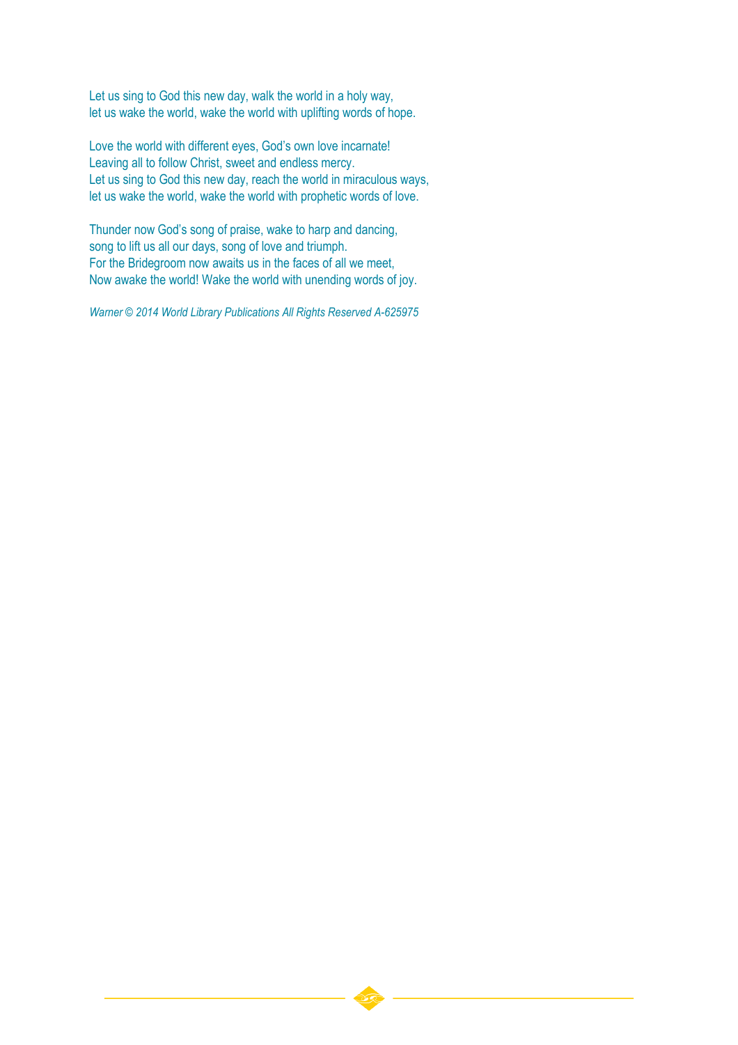Let us sing to God this new day, walk the world in a holy way,
let us wake the world, wake the world with uplifting words of hope.

Love the world with different eyes, God's own love incarnate!
Leaving all to follow Christ, sweet and endless mercy.
Let us sing to God this new day, reach the world in miraculous ways,
let us wake the world, wake the world with prophetic words of love.

Thunder now God's song of praise, wake to harp and dancing,
song to lift us all our days, song of love and triumph.
For the Bridegroom now awaits us in the faces of all we meet,
Now awake the world! Wake the world with unending words of joy.

*Warner © 2014 World Library Publications All Rights Reserved A-625975*